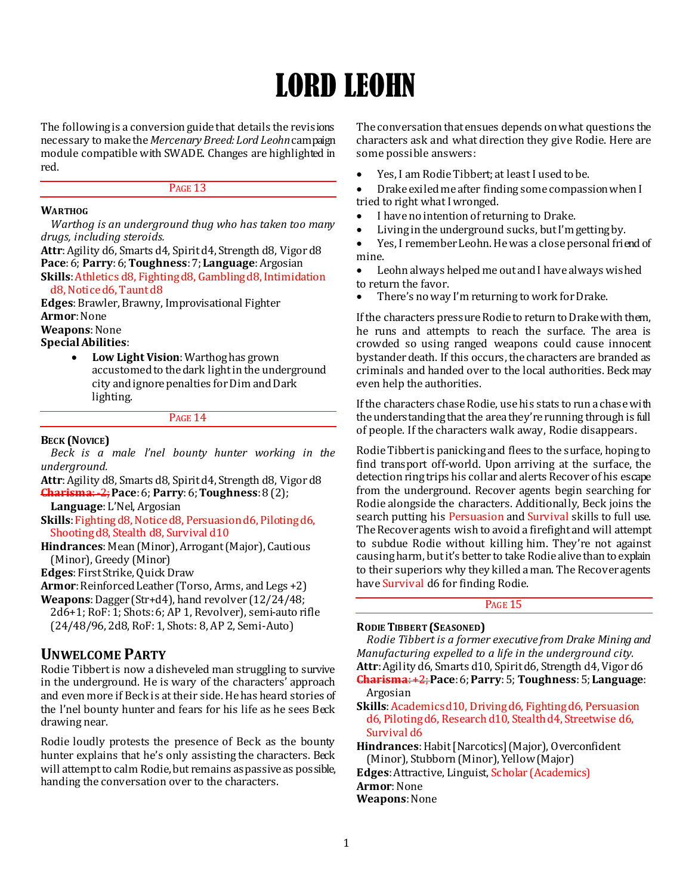# LORD LEOHN

The following is a conversion guide that details the revisions necessary to make the *Mercenary Breed: Lord Leohn* campaign module compatible with SWADE. Changes are highlighted in red.

### PAGE 13

**WARTHOG**

*Warthog is an underground thug who has taken too many drugs, including steroids.*

**Attr**: Agility d6, Smarts d4, Spirit d4, Strength d8, Vigor d8
**Pace**: 6; **Parry**: 6; **Toughness**: 7; **Language**: Argosian
**Skills**: Athletics d8, Fighting d8, Gambling d8, Intimidation d8, Notice d6, Taunt d8
**Edges**: Brawler, Brawny, Improvisational Fighter
**Armor**: None
**Weapons**: None
**Special Abilities**:

- **Low Light Vision**: Warthog has grown accustomed to the dark light in the underground city and ignore penalties for Dim and Dark lighting.

### PAGE 14

**BECK (NOVICE)**

*Beck is a male l'nel bounty hunter working in the underground.*

**Attr**: Agility d8, Smarts d8, Spirit d4, Strength d8, Vigor d8
~~**Charisma**: -2;~~ **Pace**: 6; **Parry**: 6; **Toughness**: 8 (2); **Language**: L'Nel, Argosian
**Skills**: Fighting d8, Notice d8, Persuasion d6, Piloting d6, Shooting d8, Stealth d8, Survival d10
**Hindrances**: Mean (Minor), Arrogant (Major), Cautious (Minor), Greedy (Minor)
**Edges**: First Strike, Quick Draw
**Armor**: Reinforced Leather (Torso, Arms, and Legs +2)
**Weapons**: Dagger (Str+d4), hand revolver (12/24/48; 2d6+1; RoF: 1; Shots: 6; AP 1, Revolver), semi-auto rifle (24/48/96, 2d8, RoF: 1, Shots: 8, AP 2, Semi-Auto)

## UNWELCOME PARTY

Rodie Tibbert is now a disheveled man struggling to survive in the underground. He is wary of the characters' approach and even more if Beck is at their side. He has heard stories of the l'nel bounty hunter and fears for his life as he sees Beck drawing near.

Rodie loudly protests the presence of Beck as the bounty hunter explains that he's only assisting the characters. Beck will attempt to calm Rodie, but remains as passive as possible, handing the conversation over to the characters.

The conversation that ensues depends on what questions the characters ask and what direction they give Rodie. Here are some possible answers:

- Yes, I am Rodie Tibbert; at least I used to be.
- Drake exiled me after finding some compassion when I tried to right what I wronged.
- I have no intention of returning to Drake.
- Living in the underground sucks, but I'm getting by.
- Yes, I remember Leohn. He was a close personal friend of mine.
- Leohn always helped me out and I have always wished to return the favor.
- There's no way I'm returning to work for Drake.

If the characters pressure Rodie to return to Drake with them, he runs and attempts to reach the surface. The area is crowded so using ranged weapons could cause innocent bystander death. If this occurs, the characters are branded as criminals and handed over to the local authorities. Beck may even help the authorities.

If the characters chase Rodie, use his stats to run a chase with the understanding that the area they're running through is full of people. If the characters walk away, Rodie disappears.

Rodie Tibbert is panicking and flees to the surface, hoping to find transport off-world. Upon arriving at the surface, the detection ring trips his collar and alerts Recover of his escape from the underground. Recover agents begin searching for Rodie alongside the characters. Additionally, Beck joins the search putting his Persuasion and Survival skills to full use. The Recover agents wish to avoid a firefight and will attempt to subdue Rodie without killing him. They're not against causing harm, but it's better to take Rodie alive than to explain to their superiors why they killed a man. The Recover agents have Survival d6 for finding Rodie.

### PAGE 15

**RODIE TIBBERT (SEASONED)**

*Rodie Tibbert is a former executive from Drake Mining and Manufacturing expelled to a life in the underground city.*

**Attr**: Agility d6, Smarts d10, Spirit d6, Strength d4, Vigor d6
~~**Charisma**: +2;~~ **Pace**: 6; **Parry**: 5; **Toughness**: 5; **Language**: Argosian
**Skills**: Academics d10, Driving d6, Fighting d6, Persuasion d6, Piloting d6, Research d10, Stealth d4, Streetwise d6, Survival d6
**Hindrances**: Habit [Narcotics] (Major), Overconfident (Minor), Stubborn (Minor), Yellow (Major)
**Edges**: Attractive, Linguist, Scholar (Academics)
**Armor**: None
**Weapons**: None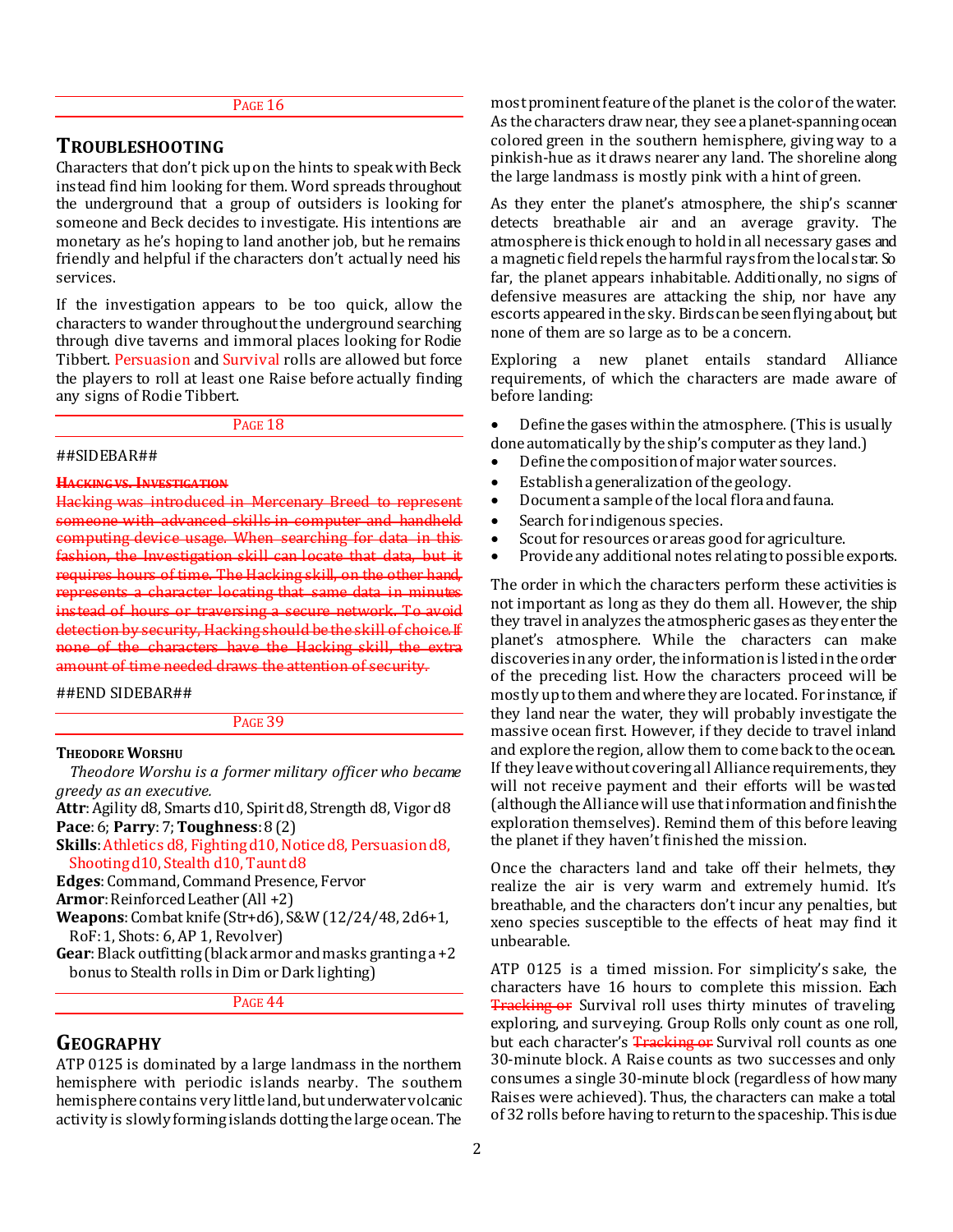PAGE 16

## TROUBLESHOOTING

Characters that don't pick up on the hints to speak with Beck instead find him looking for them. Word spreads throughout the underground that a group of outsiders is looking for someone and Beck decides to investigate. His intentions are monetary as he's hoping to land another job, but he remains friendly and helpful if the characters don't actually need his services.

If the investigation appears to be too quick, allow the characters to wander throughout the underground searching through dive taverns and immoral places looking for Rodie Tibbert. Persuasion and Survival rolls are allowed but force the players to roll at least one Raise before actually finding any signs of Rodie Tibbert.

PAGE 18

##SIDEBAR##

~~**HACKING VS. INVESTIGATION**~~

~~Hacking was introduced in Mercenary Breed to represent someone with advanced skills in computer and handheld computing device usage. When searching for data in this fashion, the Investigation skill can locate that data, but it requires hours of time. The Hacking skill, on the other hand, represents a character locating that same data in minutes instead of hours or traversing a secure network. To avoid detection by security, Hacking should be the skill of choice. If none of the characters have the Hacking skill, the extra amount of time needed draws the attention of security.~~

##END SIDEBAR##

PAGE 39

**THEODORE WORSHU**

*Theodore Worshu is a former military officer who became greedy as an executive.*

**Attr**: Agility d8, Smarts d10, Spirit d8, Strength d8, Vigor d8
**Pace**: 6; **Parry**: 7; **Toughness**: 8 (2)
**Skills**: Athletics d8, Fighting d10, Notice d8, Persuasion d8, Shooting d10, Stealth d10, Taunt d8
**Edges**: Command, Command Presence, Fervor
**Armor**: Reinforced Leather (All +2)
**Weapons**: Combat knife (Str+d6), S&W (12/24/48, 2d6+1, RoF: 1, Shots: 6, AP 1, Revolver)
**Gear**: Black outfitting (black armor and masks granting a +2 bonus to Stealth rolls in Dim or Dark lighting)

PAGE 44

## GEOGRAPHY

ATP 0125 is dominated by a large landmass in the northern hemisphere with periodic islands nearby. The southern hemisphere contains very little land, but underwater volcanic activity is slowly forming islands dotting the large ocean. The most prominent feature of the planet is the color of the water. As the characters draw near, they see a planet-spanning ocean colored green in the southern hemisphere, giving way to a pinkish-hue as it draws nearer any land. The shoreline along the large landmass is mostly pink with a hint of green.

As they enter the planet's atmosphere, the ship's scanner detects breathable air and an average gravity. The atmosphere is thick enough to hold in all necessary gases and a magnetic field repels the harmful rays from the local star. So far, the planet appears inhabitable. Additionally, no signs of defensive measures are attacking the ship, nor have any escorts appeared in the sky. Birds can be seen flying about, but none of them are so large as to be a concern.

Exploring a new planet entails standard Alliance requirements, of which the characters are made aware of before landing:

- Define the gases within the atmosphere. (This is usually done automatically by the ship's computer as they land.)
- Define the composition of major water sources.
- Establish a generalization of the geology.
- Document a sample of the local flora and fauna.
- Search for indigenous species.
- Scout for resources or areas good for agriculture.
- Provide any additional notes relating to possible exports.

The order in which the characters perform these activities is not important as long as they do them all. However, the ship they travel in analyzes the atmospheric gases as they enter the planet's atmosphere. While the characters can make discoveries in any order, the information is listed in the order of the preceding list. How the characters proceed will be mostly up to them and where they are located. For instance, if they land near the water, they will probably investigate the massive ocean first. However, if they decide to travel inland and explore the region, allow them to come back to the ocean. If they leave without covering all Alliance requirements, they will not receive payment and their efforts will be wasted (although the Alliance will use that information and finish the exploration themselves). Remind them of this before leaving the planet if they haven't finished the mission.

Once the characters land and take off their helmets, they realize the air is very warm and extremely humid. It's breathable, and the characters don't incur any penalties, but xeno species susceptible to the effects of heat may find it unbearable.

ATP 0125 is a timed mission. For simplicity's sake, the characters have 16 hours to complete this mission. Each ~~Tracking or~~ Survival roll uses thirty minutes of traveling, exploring, and surveying. Group Rolls only count as one roll, but each character's ~~Tracking or~~ Survival roll counts as one 30-minute block. A Raise counts as two successes and only consumes a single 30-minute block (regardless of how many Raises were achieved). Thus, the characters can make a total of 32 rolls before having to return to the spaceship. This is due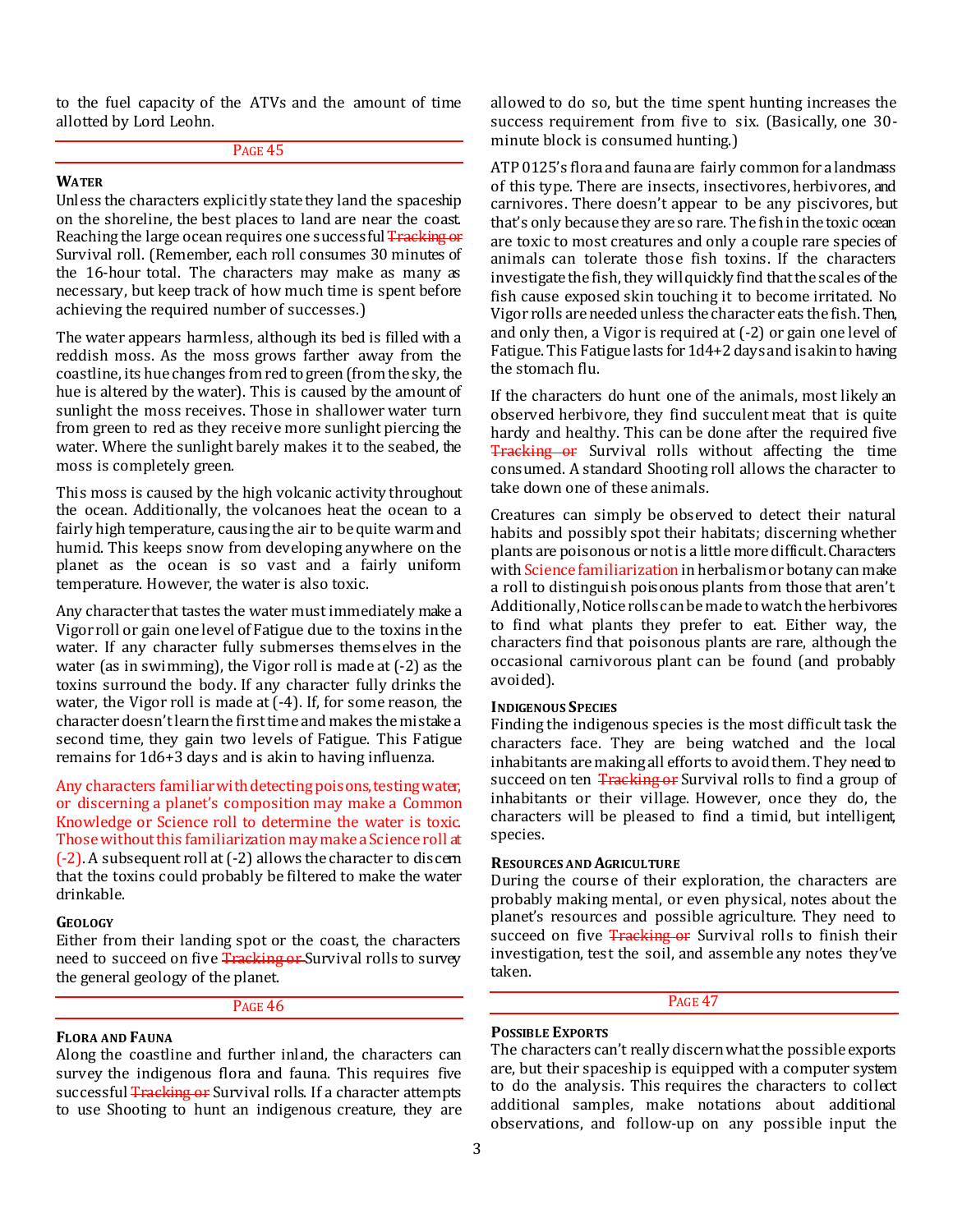to the fuel capacity of the ATVs and the amount of time allotted by Lord Leohn.

PAGE 45

#### WATER

Unless the characters explicitly state they land the spaceship on the shoreline, the best places to land are near the coast. Reaching the large ocean requires one successful ~~Tracking or~~ Survival roll. (Remember, each roll consumes 30 minutes of the 16-hour total. The characters may make as many as necessary, but keep track of how much time is spent before achieving the required number of successes.)

The water appears harmless, although its bed is filled with a reddish moss. As the moss grows farther away from the coastline, its hue changes from red to green (from the sky, the hue is altered by the water). This is caused by the amount of sunlight the moss receives. Those in shallower water turn from green to red as they receive more sunlight piercing the water. Where the sunlight barely makes it to the seabed, the moss is completely green.

This moss is caused by the high volcanic activity throughout the ocean. Additionally, the volcanoes heat the ocean to a fairly high temperature, causing the air to be quite warm and humid. This keeps snow from developing anywhere on the planet as the ocean is so vast and a fairly uniform temperature. However, the water is also toxic.

Any character that tastes the water must immediately make a Vigor roll or gain one level of Fatigue due to the toxins in the water. If any character fully submerses themselves in the water (as in swimming), the Vigor roll is made at (-2) as the toxins surround the body. If any character fully drinks the water, the Vigor roll is made at (-4). If, for some reason, the character doesn't learn the first time and makes the mistake a second time, they gain two levels of Fatigue. This Fatigue remains for 1d6+3 days and is akin to having influenza.

Any characters familiar with detecting poisons, testing water, or discerning a planet's composition may make a Common Knowledge or Science roll to determine the water is toxic. Those without this familiarization may make a Science roll at (-2). A subsequent roll at (-2) allows the character to discern that the toxins could probably be filtered to make the water drinkable.

#### GEOLOGY

Either from their landing spot or the coast, the characters need to succeed on five ~~Tracking or~~ Survival rolls to survey the general geology of the planet.

PAGE 46

#### FLORA AND FAUNA

Along the coastline and further inland, the characters can survey the indigenous flora and fauna. This requires five successful ~~Tracking or~~ Survival rolls. If a character attempts to use Shooting to hunt an indigenous creature, they are allowed to do so, but the time spent hunting increases the success requirement from five to six. (Basically, one 30-minute block is consumed hunting.)

ATP 0125's flora and fauna are fairly common for a landmass of this type. There are insects, insectivores, herbivores, and carnivores. There doesn't appear to be any piscivores, but that's only because they are so rare. The fish in the toxic ocean are toxic to most creatures and only a couple rare species of animals can tolerate those fish toxins. If the characters investigate the fish, they will quickly find that the scales of the fish cause exposed skin touching it to become irritated. No Vigor rolls are needed unless the character eats the fish. Then, and only then, a Vigor is required at (-2) or gain one level of Fatigue. This Fatigue lasts for 1d4+2 days and is akin to having the stomach flu.

If the characters do hunt one of the animals, most likely an observed herbivore, they find succulent meat that is quite hardy and healthy. This can be done after the required five ~~Tracking or~~ Survival rolls without affecting the time consumed. A standard Shooting roll allows the character to take down one of these animals.

Creatures can simply be observed to detect their natural habits and possibly spot their habitats; discerning whether plants are poisonous or not is a little more difficult. Characters with Science familiarization in herbalism or botany can make a roll to distinguish poisonous plants from those that aren't. Additionally, Notice rolls can be made to watch the herbivores to find what plants they prefer to eat. Either way, the characters find that poisonous plants are rare, although the occasional carnivorous plant can be found (and probably avoided).

#### INDIGENOUS SPECIES

Finding the indigenous species is the most difficult task the characters face. They are being watched and the local inhabitants are making all efforts to avoid them. They need to succeed on ten ~~Tracking or~~ Survival rolls to find a group of inhabitants or their village. However, once they do, the characters will be pleased to find a timid, but intelligent, species.

#### RESOURCES AND AGRICULTURE

During the course of their exploration, the characters are probably making mental, or even physical, notes about the planet's resources and possible agriculture. They need to succeed on five ~~Tracking or~~ Survival rolls to finish their investigation, test the soil, and assemble any notes they've taken.

PAGE 47

#### POSSIBLE EXPORTS

The characters can't really discern what the possible exports are, but their spaceship is equipped with a computer system to do the analysis. This requires the characters to collect additional samples, make notations about additional observations, and follow-up on any possible input the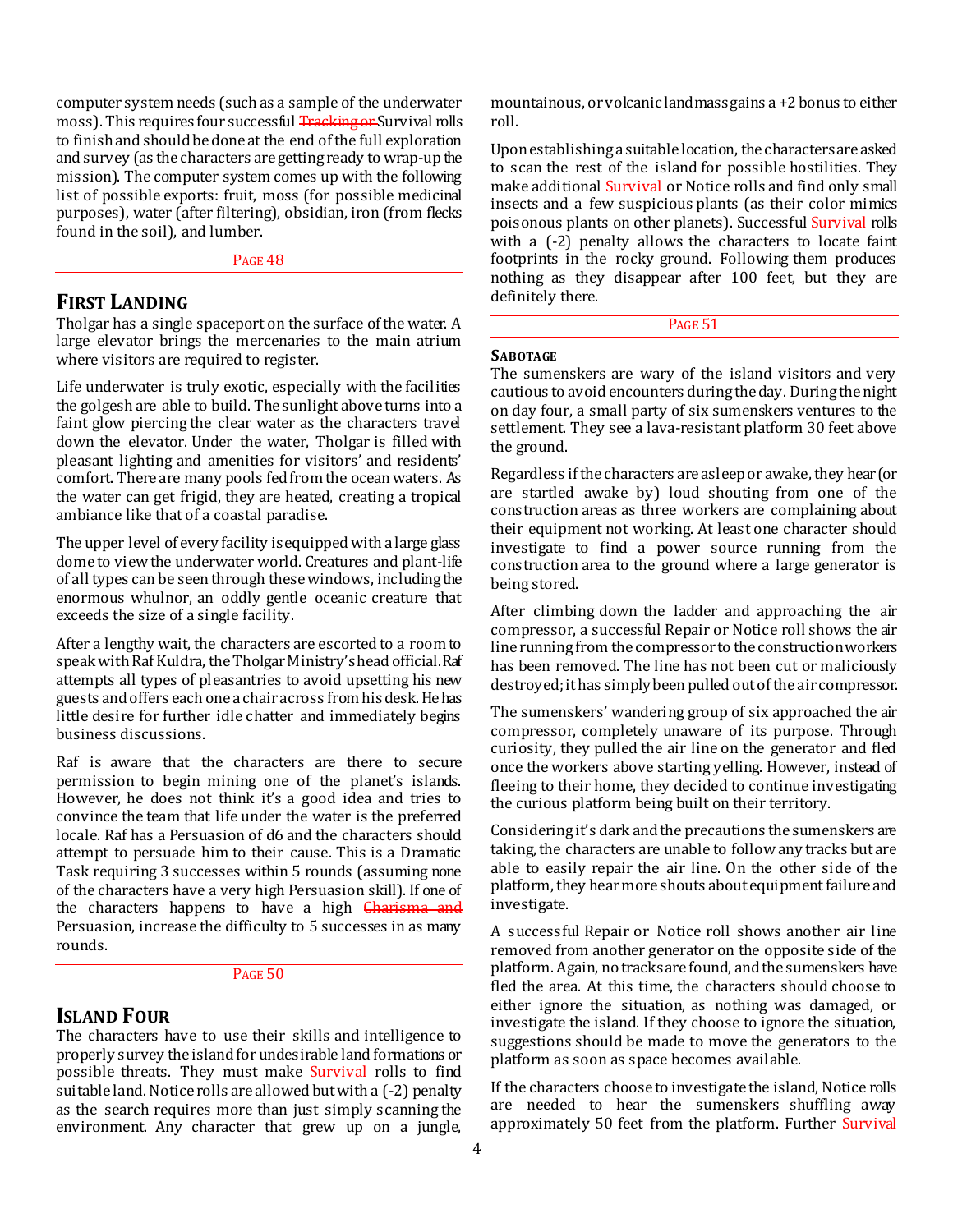computer system needs (such as a sample of the underwater moss). This requires four successful ~~Tracking or~~ Survival rolls to finish and should be done at the end of the full exploration and survey (as the characters are getting ready to wrap-up the mission). The computer system comes up with the following list of possible exports: fruit, moss (for possible medicinal purposes), water (after filtering), obsidian, iron (from flecks found in the soil), and lumber.

PAGE 48

## FIRST LANDING

Tholgar has a single spaceport on the surface of the water. A large elevator brings the mercenaries to the main atrium where visitors are required to register.

Life underwater is truly exotic, especially with the facilities the golgesh are able to build. The sunlight above turns into a faint glow piercing the clear water as the characters travel down the elevator. Under the water, Tholgar is filled with pleasant lighting and amenities for visitors' and residents' comfort. There are many pools fed from the ocean waters. As the water can get frigid, they are heated, creating a tropical ambiance like that of a coastal paradise.

The upper level of every facility is equipped with a large glass dome to view the underwater world. Creatures and plant-life of all types can be seen through these windows, including the enormous whulnor, an oddly gentle oceanic creature that exceeds the size of a single facility.

After a lengthy wait, the characters are escorted to a room to speak with Raf Kuldra, the Tholgar Ministry's head official. Raf attempts all types of pleasantries to avoid upsetting his new guests and offers each one a chair across from his desk. He has little desire for further idle chatter and immediately begins business discussions.

Raf is aware that the characters are there to secure permission to begin mining one of the planet's islands. However, he does not think it's a good idea and tries to convince the team that life under the water is the preferred locale. Raf has a Persuasion of d6 and the characters should attempt to persuade him to their cause. This is a Dramatic Task requiring 3 successes within 5 rounds (assuming none of the characters have a very high Persuasion skill). If one of the characters happens to have a high ~~Charisma and~~ Persuasion, increase the difficulty to 5 successes in as many rounds.

PAGE 50

## ISLAND FOUR

The characters have to use their skills and intelligence to properly survey the island for undesirable land formations or possible threats. They must make Survival rolls to find suitable land. Notice rolls are allowed but with a (-2) penalty as the search requires more than just simply scanning the environment. Any character that grew up on a jungle, mountainous, or volcanic landmass gains a +2 bonus to either roll.

Upon establishing a suitable location, the characters are asked to scan the rest of the island for possible hostilities. They make additional Survival or Notice rolls and find only small insects and a few suspicious plants (as their color mimics poisonous plants on other planets). Successful Survival rolls with a (-2) penalty allows the characters to locate faint footprints in the rocky ground. Following them produces nothing as they disappear after 100 feet, but they are definitely there.

PAGE 51

### SABOTAGE

The sumenskers are wary of the island visitors and very cautious to avoid encounters during the day. During the night on day four, a small party of six sumenskers ventures to the settlement. They see a lava-resistant platform 30 feet above the ground.

Regardless if the characters are asleep or awake, they hear (or are startled awake by) loud shouting from one of the construction areas as three workers are complaining about their equipment not working. At least one character should investigate to find a power source running from the construction area to the ground where a large generator is being stored.

After climbing down the ladder and approaching the air compressor, a successful Repair or Notice roll shows the air line running from the compressor to the construction workers has been removed. The line has not been cut or maliciously destroyed; it has simply been pulled out of the air compressor.

The sumenskers' wandering group of six approached the air compressor, completely unaware of its purpose. Through curiosity, they pulled the air line on the generator and fled once the workers above starting yelling. However, instead of fleeing to their home, they decided to continue investigating the curious platform being built on their territory.

Considering it's dark and the precautions the sumenskers are taking, the characters are unable to follow any tracks but are able to easily repair the air line. On the other side of the platform, they hear more shouts about equipment failure and investigate.

A successful Repair or Notice roll shows another air line removed from another generator on the opposite side of the platform. Again, no tracks are found, and the sumenskers have fled the area. At this time, the characters should choose to either ignore the situation, as nothing was damaged, or investigate the island. If they choose to ignore the situation, suggestions should be made to move the generators to the platform as soon as space becomes available.

If the characters choose to investigate the island, Notice rolls are needed to hear the sumenskers shuffling away approximately 50 feet from the platform. Further Survival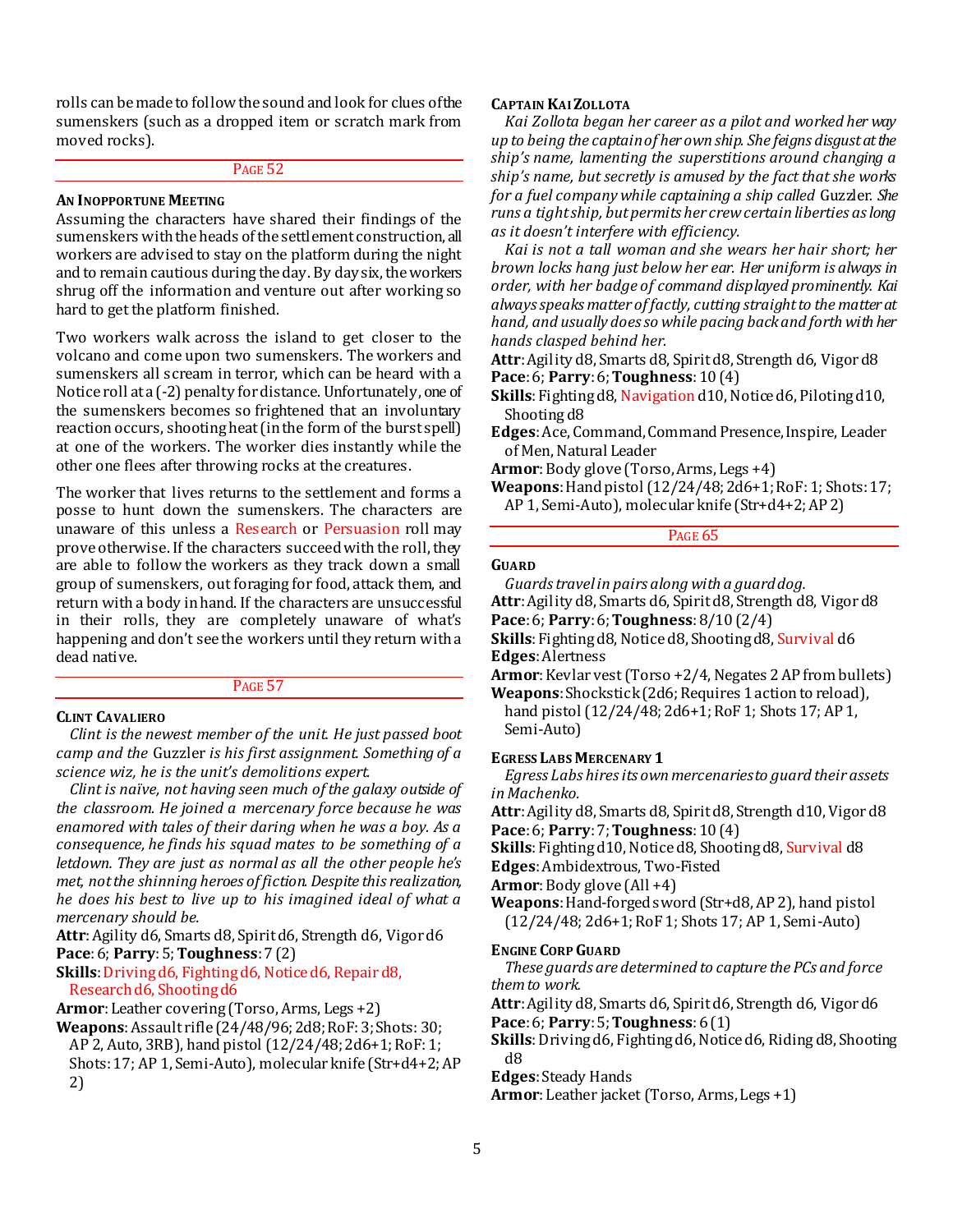rolls can be made to follow the sound and look for clues of the sumenskers (such as a dropped item or scratch mark from moved rocks).

Page 52

### An Inopportune Meeting

Assuming the characters have shared their findings of the sumenskers with the heads of the settlement construction, all workers are advised to stay on the platform during the night and to remain cautious during the day. By day six, the workers shrug off the information and venture out after working so hard to get the platform finished.

Two workers walk across the island to get closer to the volcano and come upon two sumenskers. The workers and sumenskers all scream in terror, which can be heard with a Notice roll at a (-2) penalty for distance. Unfortunately, one of the sumenskers becomes so frightened that an involuntary reaction occurs, shooting heat (in the form of the burst spell) at one of the workers. The worker dies instantly while the other one flees after throwing rocks at the creatures.

The worker that lives returns to the settlement and forms a posse to hunt down the sumenskers. The characters are unaware of this unless a Research or Persuasion roll may prove otherwise. If the characters succeed with the roll, they are able to follow the workers as they track down a small group of sumenskers, out foraging for food, attack them, and return with a body in hand. If the characters are unsuccessful in their rolls, they are completely unaware of what's happening and don't see the workers until they return with a dead native.

Page 57

### Clint Cavaliero

*Clint is the newest member of the unit. He just passed boot camp and the* Guzzler *is his first assignment. Something of a science wiz, he is the unit's demolitions expert.*

*Clint is naive, not having seen much of the galaxy outside of the classroom. He joined a mercenary force because he was enamored with tales of their daring when he was a boy. As a consequence, he finds his squad mates to be something of a letdown. They are just as normal as all the other people he's met, not the shinning heroes of fiction. Despite this realization, he does his best to live up to his imagined ideal of what a mercenary should be.*

**Attr**: Agility d6, Smarts d8, Spirit d6, Strength d6, Vigor d6
**Pace**: 6; **Parry**: 5; **Toughness**: 7 (2)
**Skills**: Driving d6, Fighting d6, Notice d6, Repair d8, Research d6, Shooting d6
**Armor**: Leather covering (Torso, Arms, Legs +2)
**Weapons**: Assault rifle (24/48/96; 2d8; RoF: 3; Shots: 30; AP 2, Auto, 3RB), hand pistol (12/24/48; 2d6+1; RoF: 1; Shots: 17; AP 1, Semi-Auto), molecular knife (Str+d4+2; AP 2)

### Captain Kai Zollota

*Kai Zollota began her career as a pilot and worked her way up to being the captain of her own ship. She feigns disgust at the ship's name, lamenting the superstitions around changing a ship's name, but secretly is amused by the fact that she works for a fuel company while captaining a ship called* Guzzler. *She runs a tight ship, but permits her crew certain liberties as long as it doesn't interfere with efficiency.*

*Kai is not a tall woman and she wears her hair short; her brown locks hang just below her ear. Her uniform is always in order, with her badge of command displayed prominently. Kai always speaks matter of factly, cutting straight to the matter at hand, and usually does so while pacing back and forth with her hands clasped behind her.*

**Attr**: Agility d8, Smarts d8, Spirit d8, Strength d6, Vigor d8
**Pace**: 6; **Parry**: 6; **Toughness**: 10 (4)
**Skills**: Fighting d8, Navigation d10, Notice d6, Piloting d10, Shooting d8
**Edges**: Ace, Command, Command Presence, Inspire, Leader of Men, Natural Leader
**Armor**: Body glove (Torso, Arms, Legs +4)
**Weapons**: Hand pistol (12/24/48; 2d6+1; RoF: 1; Shots: 17; AP 1, Semi-Auto), molecular knife (Str+d4+2; AP 2)

Page 65

### Guard

*Guards travel in pairs along with a guard dog.*

**Attr**: Agility d8, Smarts d6, Spirit d6, Strength d8, Vigor d8
**Pace**: 6; **Parry**: 6; **Toughness**: 8/10 (2/4)
**Skills**: Fighting d8, Notice d8, Shooting d8, Survival d6
**Edges**: Alertness
**Armor**: Kevlar vest (Torso +2/4, Negates 2 AP from bullets)
**Weapons**: Shockstick (2d6; Requires 1 action to reload), hand pistol (12/24/48; 2d6+1; RoF 1; Shots 17; AP 1, Semi-Auto)

### Egress Labs Mercenary 1

*Egress Labs hires its own mercenaries to guard their assets in Machenko.*

**Attr**: Agility d8, Smarts d8, Spirit d8, Strength d10, Vigor d8
**Pace**: 6; **Parry**: 7; **Toughness**: 10 (4)
**Skills**: Fighting d10, Notice d8, Shooting d8, Survival d8
**Edges**: Ambidextrous, Two-Fisted
**Armor**: Body glove (All +4)
**Weapons**: Hand-forged sword (Str+d8, AP 2), hand pistol (12/24/48; 2d6+1; RoF 1; Shots 17; AP 1, Semi-Auto)

### Engine Corp Guard

*These guards are determined to capture the PCs and force them to work.*

**Attr**: Agility d8, Smarts d6, Spirit d6, Strength d6, Vigor d6
**Pace**: 6; **Parry**: 5; **Toughness**: 6 (1)
**Skills**: Driving d6, Fighting d6, Notice d6, Riding d8, Shooting d8
**Edges**: Steady Hands
**Armor**: Leather jacket (Torso, Arms, Legs +1)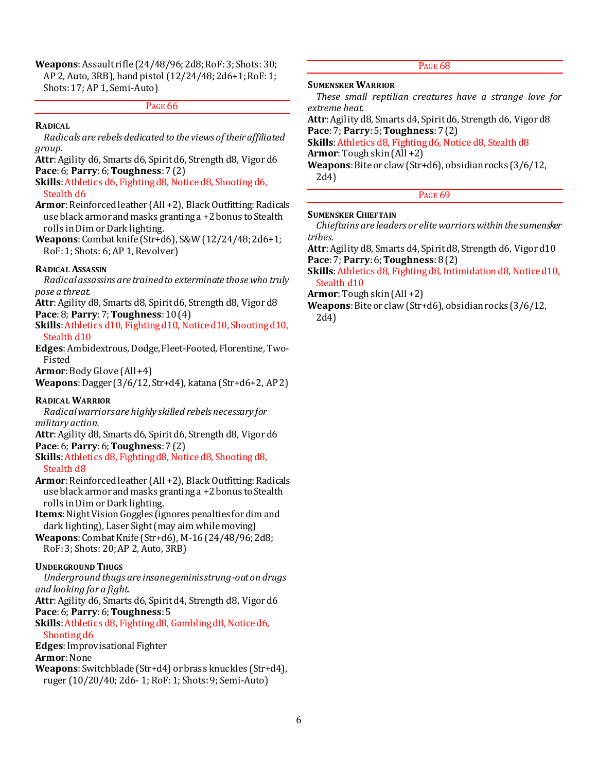**Weapons**: Assault rifle (24/48/96; 2d8; RoF: 3; Shots: 30; AP 2, Auto, 3RB), hand pistol (12/24/48; 2d6+1; RoF: 1; Shots: 17; AP 1, Semi-Auto)

## Page 66

### Radical

*Radicals are rebels dedicated to the views of their affiliated group.*

**Attr**: Agility d6, Smarts d6, Spirit d6, Strength d8, Vigor d6
**Pace**: 6; **Parry**: 6; **Toughness**: 7 (2)
**Skills**: Athletics d6, Fighting d8, Notice d8, Shooting d6, Stealth d6
**Armor**: Reinforced leather (All +2), Black Outfitting: Radicals use black armor and masks granting a +2 bonus to Stealth rolls in Dim or Dark lighting.
**Weapons**: Combat knife (Str+d6), S&W (12/24/48; 2d6+1; RoF: 1; Shots: 6; AP 1, Revolver)

### Radical Assassin

*Radical assassins are trained to exterminate those who truly pose a threat.*

**Attr**: Agility d8, Smarts d8, Spirit d6, Strength d8, Vigor d8
**Pace**: 8; **Parry**: 7; **Toughness**: 10 (4)
**Skills**: Athletics d10, Fighting d10, Notice d10, Shooting d10, Stealth d10
**Edges**: Ambidextrous, Dodge, Fleet-Footed, Florentine, Two-Fisted
**Armor**: Body Glove (All +4)
**Weapons**: Dagger (3/6/12, Str+d4), katana (Str+d6+2, AP 2)

### Radical Warrior

*Radical warriors are highly skilled rebels necessary for military action.*

**Attr**: Agility d8, Smarts d6, Spirit d6, Strength d8, Vigor d6
**Pace**: 6; **Parry**: 6; **Toughness**: 7 (2)
**Skills**: Athletics d8, Fighting d8, Notice d8, Shooting d8, Stealth d8
**Armor**: Reinforced leather (All +2), Black Outfitting: Radicals use black armor and masks granting a +2 bonus to Stealth rolls in Dim or Dark lighting.
**Items**: Night Vision Goggles (ignores penalties for dim and dark lighting), Laser Sight (may aim while moving)
**Weapons**: Combat Knife (Str+d6), M-16 (24/48/96; 2d8; RoF: 3; Shots: 20; AP 2, Auto, 3RB)

### Underground Thugs

*Underground thugs are insane geminis strung-out on drugs and looking for a fight.*

**Attr**: Agility d6, Smarts d6, Spirit d4, Strength d8, Vigor d6
**Pace**: 6; **Parry**: 6; **Toughness**: 5
**Skills**: Athletics d8, Fighting d8, Gambling d8, Notice d6, Shooting d6
**Edges**: Improvisational Fighter
**Armor**: None
**Weapons**: Switchblade (Str+d4) or brass knuckles (Str+d4), ruger (10/20/40; 2d6- 1; RoF: 1; Shots: 9; Semi-Auto)

## Page 68

### Sumensker Warrior

*These small reptilian creatures have a strange love for extreme heat.*

**Attr**: Agility d8, Smarts d4, Spirit d6, Strength d6, Vigor d8
**Pace**: 7; **Parry**: 5; **Toughness**: 7 (2)
**Skills**: Athletics d8, Fighting d6, Notice d8, Stealth d8
**Armor**: Tough skin (All +2)
**Weapons**: Bite or claw (Str+d6), obsidian rocks (3/6/12, 2d4)

## Page 69

### Sumensker Chieftain

*Chieftains are leaders or elite warriors within the sumensker tribes.*

**Attr**: Agility d8, Smarts d4, Spirit d8, Strength d6, Vigor d10
**Pace**: 7; **Parry**: 6; **Toughness**: 8 (2)
**Skills**: Athletics d8, Fighting d8, Intimidation d8, Notice d10, Stealth d10
**Armor**: Tough skin (All +2)
**Weapons**: Bite or claw (Str+d6), obsidian rocks (3/6/12, 2d4)